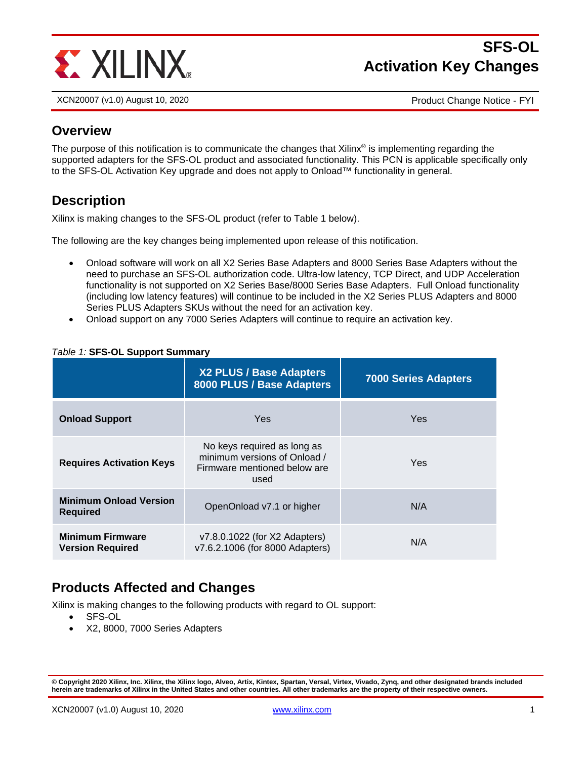# SFS-OL Activation Key Changes

XCN20007 (v1.0) August 10, 2020 — Product Change Notice - FYI

## Overview

The purpose of this notification is to communicate the changes that Xilinx® is implementing regarding the supported adapters for the SFS-OL product and associated functionality. This PCN is applicable specifically only to the SFS-OL Activation Key upgrade and does not apply to Onload™ functionality in general.

## Description

Xilinx is making changes to the SFS-OL product (refer to Table 1 below).

The following are the key changes being implemented upon release of this notification.

- Onload software will work on all X2 Series Base Adapters and 8000 Series Base Adapters without the need to purchase an SFS-OL authorization code. Ultra-low latency, TCP Direct, and UDP Acceleration functionality is not supported on X2 Series Base/8000 Series Base Adapters. Full Onload functionality (including low latency features) will continue to be included in the X2 Series PLUS Adapters and 8000 Series PLUS Adapters SKUs without the need for an activation key.
- Onload support on any 7000 Series Adapters will continue to require an activation key.

*Table 1:* **SFS-OL Support Summary**

| | X2 PLUS / Base Adapters 8000 PLUS / Base Adapters | 7000 Series Adapters |
|---|---|---|
| **Onload Support** | Yes | Yes |
| **Requires Activation Keys** | No keys required as long as minimum versions of Onload / Firmware mentioned below are used | Yes |
| **Minimum Onload Version Required** | OpenOnload v7.1 or higher | N/A |
| **Minimum Firmware Version Required** | v7.8.0.1022 (for X2 Adapters) v7.6.2.1006 (for 8000 Adapters) | N/A |

## Products Affected and Changes

Xilinx is making changes to the following products with regard to OL support:

- SFS-OL
- X2, 8000, 7000 Series Adapters

**© Copyright 2020 Xilinx, Inc. Xilinx, the Xilinx logo, Alveo, Artix, Kintex, Spartan, Versal, Virtex, Vivado, Zynq, and other designated brands included herein are trademarks of Xilinx in the United States and other countries. All other trademarks are the property of their respective owners.**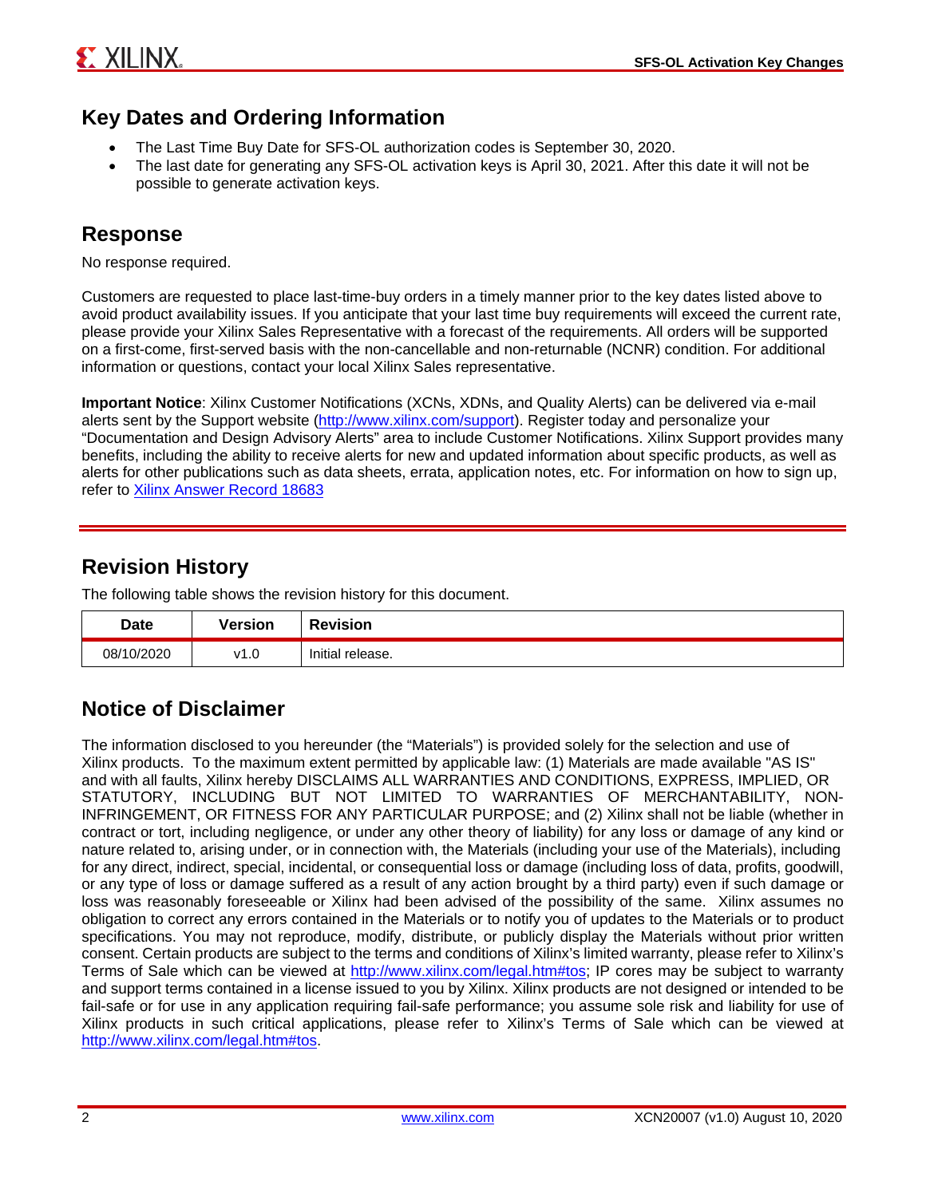## Key Dates and Ordering Information

- The Last Time Buy Date for SFS-OL authorization codes is September 30, 2020.
- The last date for generating any SFS-OL activation keys is April 30, 2021. After this date it will not be possible to generate activation keys.

## Response

No response required.

Customers are requested to place last-time-buy orders in a timely manner prior to the key dates listed above to avoid product availability issues. If you anticipate that your last time buy requirements will exceed the current rate, please provide your Xilinx Sales Representative with a forecast of the requirements. All orders will be supported on a first-come, first-served basis with the non-cancellable and non-returnable (NCNR) condition. For additional information or questions, contact your local Xilinx Sales representative.

**Important Notice**: Xilinx Customer Notifications (XCNs, XDNs, and Quality Alerts) can be delivered via e-mail alerts sent by the Support website (http://www.xilinx.com/support). Register today and personalize your "Documentation and Design Advisory Alerts" area to include Customer Notifications. Xilinx Support provides many benefits, including the ability to receive alerts for new and updated information about specific products, as well as alerts for other publications such as data sheets, errata, application notes, etc. For information on how to sign up, refer to Xilinx Answer Record 18683

## Revision History

The following table shows the revision history for this document.

| Date | Version | Revision |
|---|---|---|
| 08/10/2020 | v1.0 | Initial release. |

## Notice of Disclaimer

The information disclosed to you hereunder (the "Materials") is provided solely for the selection and use of Xilinx products. To the maximum extent permitted by applicable law: (1) Materials are made available "AS IS" and with all faults, Xilinx hereby DISCLAIMS ALL WARRANTIES AND CONDITIONS, EXPRESS, IMPLIED, OR STATUTORY, INCLUDING BUT NOT LIMITED TO WARRANTIES OF MERCHANTABILITY, NON-INFRINGEMENT, OR FITNESS FOR ANY PARTICULAR PURPOSE; and (2) Xilinx shall not be liable (whether in contract or tort, including negligence, or under any other theory of liability) for any loss or damage of any kind or nature related to, arising under, or in connection with, the Materials (including your use of the Materials), including for any direct, indirect, special, incidental, or consequential loss or damage (including loss of data, profits, goodwill, or any type of loss or damage suffered as a result of any action brought by a third party) even if such damage or loss was reasonably foreseeable or Xilinx had been advised of the possibility of the same. Xilinx assumes no obligation to correct any errors contained in the Materials or to notify you of updates to the Materials or to product specifications. You may not reproduce, modify, distribute, or publicly display the Materials without prior written consent. Certain products are subject to the terms and conditions of Xilinx's limited warranty, please refer to Xilinx's Terms of Sale which can be viewed at http://www.xilinx.com/legal.htm#tos; IP cores may be subject to warranty and support terms contained in a license issued to you by Xilinx. Xilinx products are not designed or intended to be fail-safe or for use in any application requiring fail-safe performance; you assume sole risk and liability for use of Xilinx products in such critical applications, please refer to Xilinx's Terms of Sale which can be viewed at http://www.xilinx.com/legal.htm#tos.